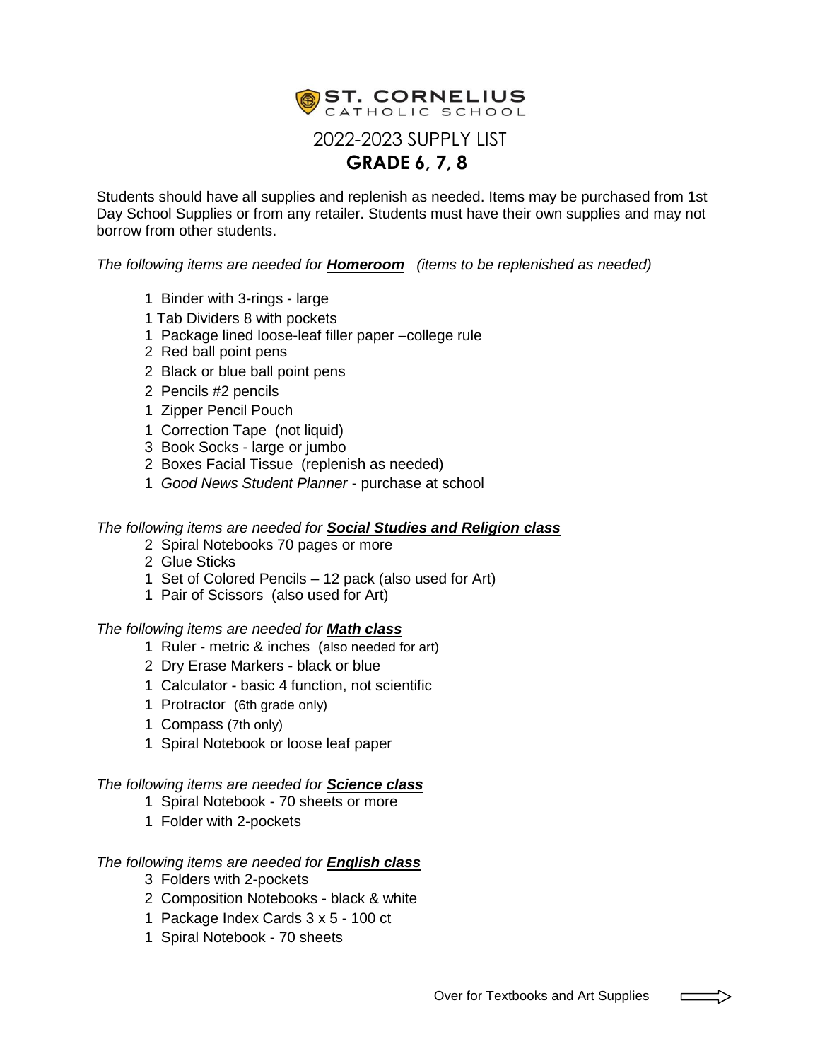# ST. CORNELIUS
CATHOLIC SCHOOL

## 2022-2023 SUPPLY LIST

## GRADE 6, 7, 8

Students should have all supplies and replenish as needed. Items may be purchased from 1st Day School Supplies or from any retailer. Students must have their own supplies and may not borrow from other students.

*The following items are needed for* ***Homeroom*** *(items to be replenished as needed)*

- 1 Binder with 3-rings - large
- 1 Tab Dividers 8 with pockets
- 1 Package lined loose-leaf filler paper –college rule
- 2 Red ball point pens
- 2 Black or blue ball point pens
- 2 Pencils #2 pencils
- 1 Zipper Pencil Pouch
- 1 Correction Tape (not liquid)
- 3 Book Socks - large or jumbo
- 2 Boxes Facial Tissue (replenish as needed)
- 1 *Good News Student Planner* - purchase at school

*The following items are needed for* ***Social Studies and Religion class***

- 2 Spiral Notebooks 70 pages or more
- 2 Glue Sticks
- 1 Set of Colored Pencils – 12 pack (also used for Art)
- 1 Pair of Scissors (also used for Art)

*The following items are needed for* ***Math class***

- 1 Ruler - metric & inches (also needed for art)
- 2 Dry Erase Markers - black or blue
- 1 Calculator - basic 4 function, not scientific
- 1 Protractor (6th grade only)
- 1 Compass (7th only)
- 1 Spiral Notebook or loose leaf paper

*The following items are needed for* ***Science class***

- 1 Spiral Notebook - 70 sheets or more
- 1 Folder with 2-pockets

*The following items are needed for* ***English class***

- 3 Folders with 2-pockets
- 2 Composition Notebooks - black & white
- 1 Package Index Cards 3 x 5 - 100 ct
- 1 Spiral Notebook - 70 sheets

Over for Textbooks and Art Supplies ⟹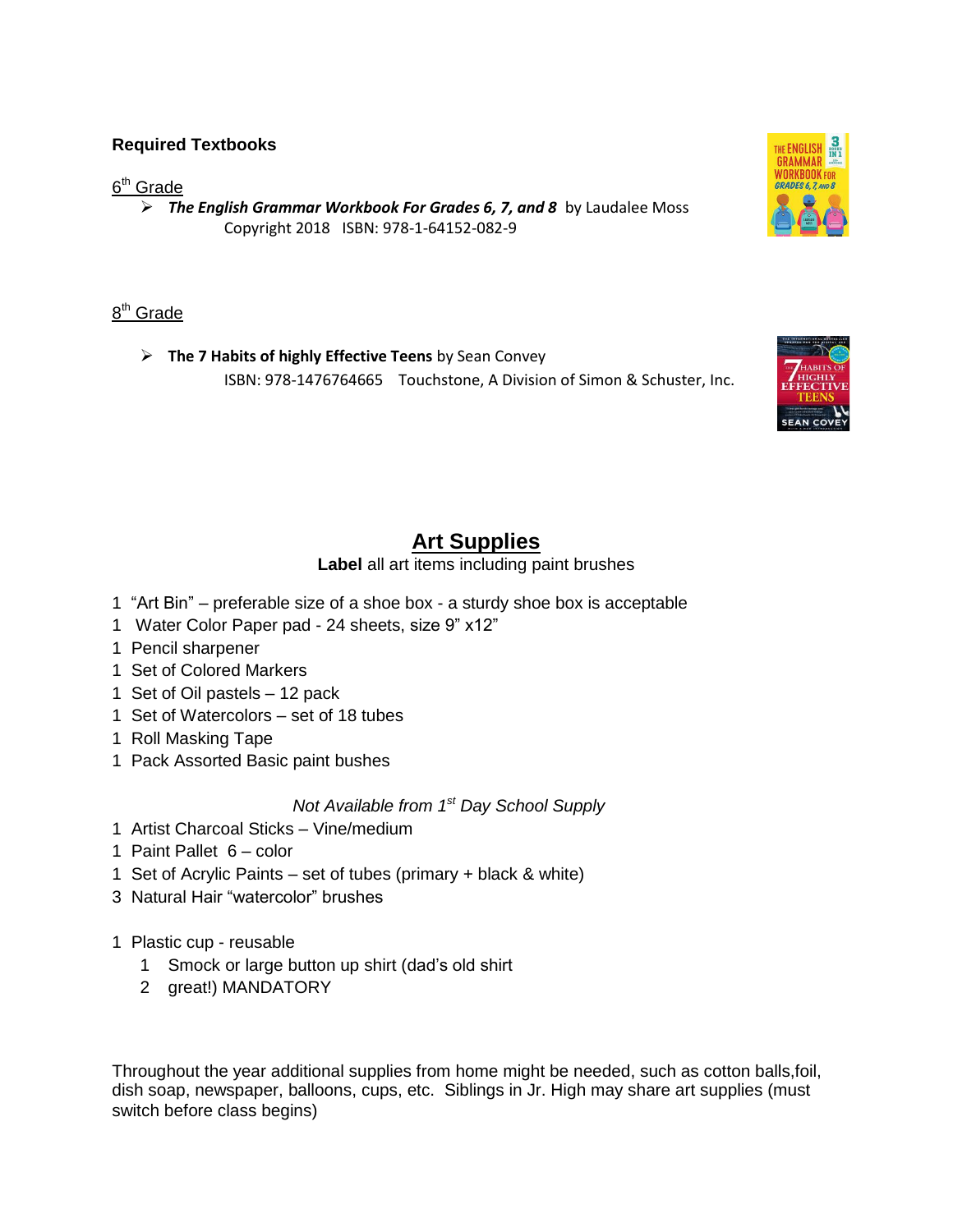**Required Textbooks**

6th Grade

- ***The English Grammar Workbook For Grades 6, 7, and 8*** by Laudalee Moss
  Copyright 2018 ISBN: 978-1-64152-082-9

8th Grade

- **The 7 Habits of highly Effective Teens** by Sean Convey
  ISBN: 978-1476764665 Touchstone, A Division of Simon & Schuster, Inc.

## Art Supplies

**Label** all art items including paint brushes

1 "Art Bin" – preferable size of a shoe box - a sturdy shoe box is acceptable
1 Water Color Paper pad - 24 sheets, size 9" x12"
1 Pencil sharpener
1 Set of Colored Markers
1 Set of Oil pastels – 12 pack
1 Set of Watercolors – set of 18 tubes
1 Roll Masking Tape
1 Pack Assorted Basic paint bushes

*Not Available from 1st Day School Supply*

1 Artist Charcoal Sticks – Vine/medium
1 Paint Pallet 6 – color
1 Set of Acrylic Paints – set of tubes (primary + black & white)
3 Natural Hair "watercolor" brushes

1 Plastic cup - reusable
1. Smock or large button up shirt (dad's old shirt
2. great!) MANDATORY

Throughout the year additional supplies from home might be needed, such as cotton balls,foil, dish soap, newspaper, balloons, cups, etc. Siblings in Jr. High may share art supplies (must switch before class begins)